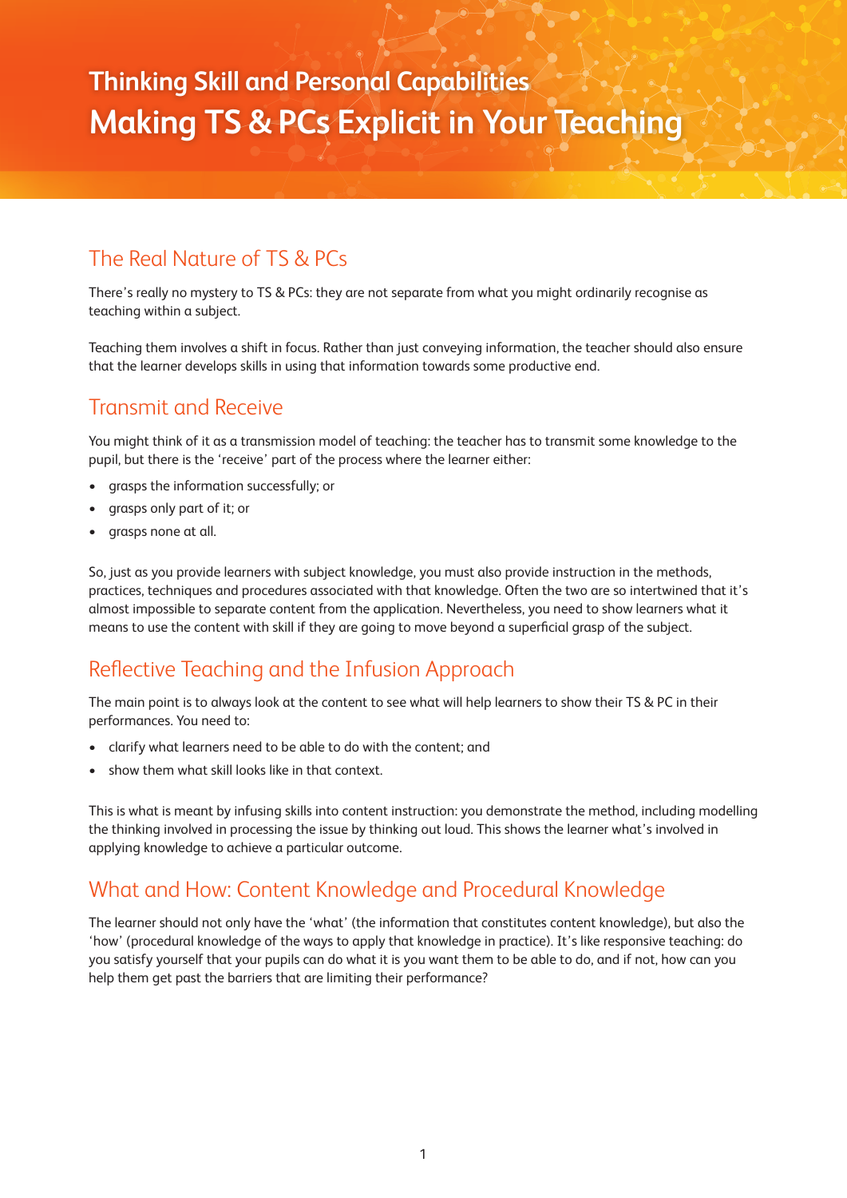# Thinking Skill and Personal Capabilities

# Making TS & PCs Explicit in Your Teaching

## The Real Nature of TS & PCs

There's really no mystery to TS & PCs: they are not separate from what you might ordinarily recognise as teaching within a subject.

Teaching them involves a shift in focus. Rather than just conveying information, the teacher should also ensure that the learner develops skills in using that information towards some productive end.

## Transmit and Receive

You might think of it as a transmission model of teaching: the teacher has to transmit some knowledge to the pupil, but there is the 'receive' part of the process where the learner either:

- grasps the information successfully; or
- grasps only part of it; or
- grasps none at all.

So, just as you provide learners with subject knowledge, you must also provide instruction in the methods, practices, techniques and procedures associated with that knowledge. Often the two are so intertwined that it's almost impossible to separate content from the application. Nevertheless, you need to show learners what it means to use the content with skill if they are going to move beyond a superficial grasp of the subject.

## Reflective Teaching and the Infusion Approach

The main point is to always look at the content to see what will help learners to show their TS & PC in their performances. You need to:

- clarify what learners need to be able to do with the content; and
- show them what skill looks like in that context.

This is what is meant by infusing skills into content instruction: you demonstrate the method, including modelling the thinking involved in processing the issue by thinking out loud. This shows the learner what's involved in applying knowledge to achieve a particular outcome.

## What and How: Content Knowledge and Procedural Knowledge

The learner should not only have the 'what' (the information that constitutes content knowledge), but also the 'how' (procedural knowledge of the ways to apply that knowledge in practice). It's like responsive teaching: do you satisfy yourself that your pupils can do what it is you want them to be able to do, and if not, how can you help them get past the barriers that are limiting their performance?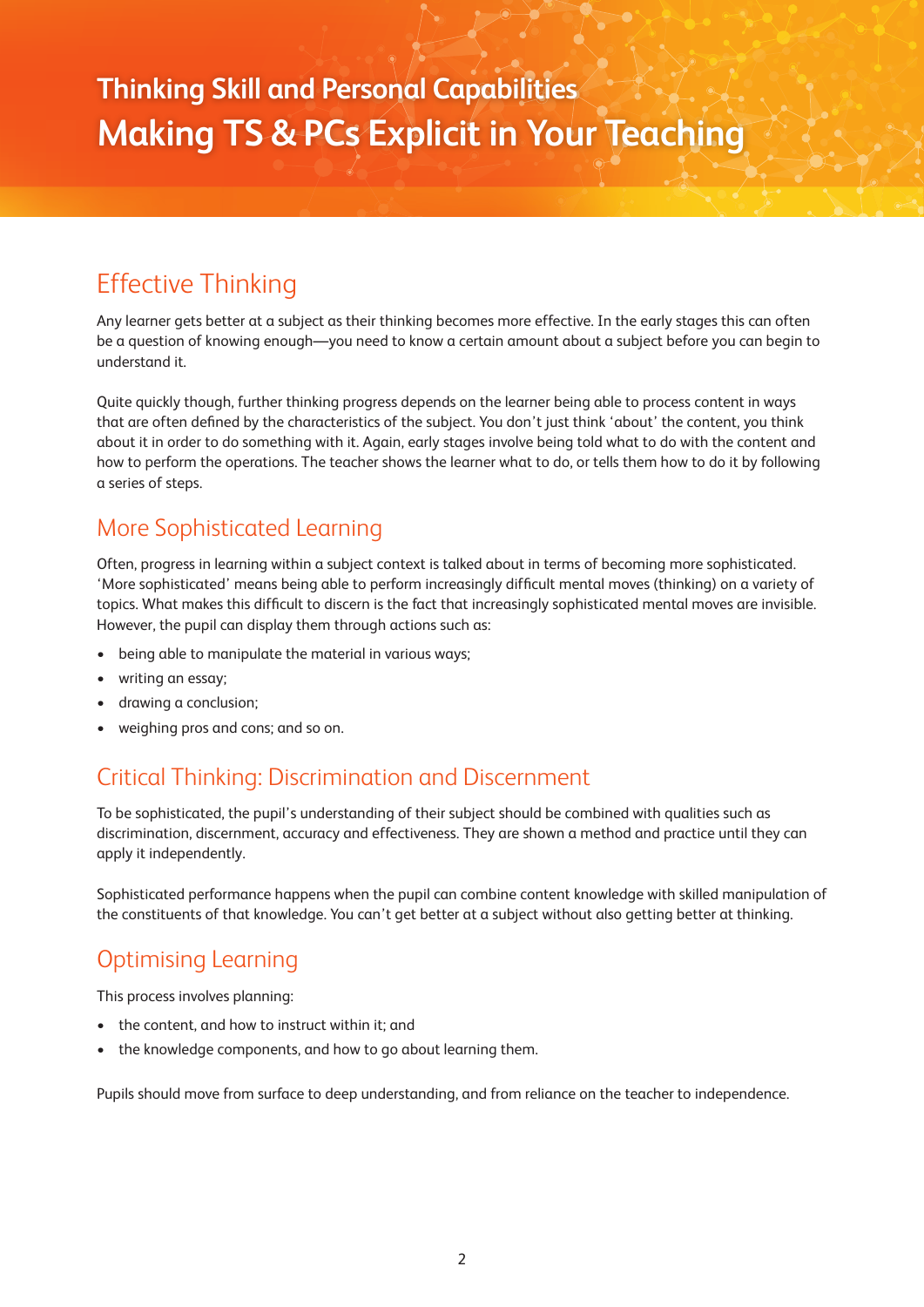# Thinking Skill and Personal Capabilities

# Making TS & PCs Explicit in Your Teaching

## Effective Thinking

Any learner gets better at a subject as their thinking becomes more effective. In the early stages this can often be a question of knowing enough—you need to know a certain amount about a subject before you can begin to understand it.

Quite quickly though, further thinking progress depends on the learner being able to process content in ways that are often defined by the characteristics of the subject. You don't just think 'about' the content, you think about it in order to do something with it. Again, early stages involve being told what to do with the content and how to perform the operations. The teacher shows the learner what to do, or tells them how to do it by following a series of steps.

## More Sophisticated Learning

Often, progress in learning within a subject context is talked about in terms of becoming more sophisticated. 'More sophisticated' means being able to perform increasingly difficult mental moves (thinking) on a variety of topics. What makes this difficult to discern is the fact that increasingly sophisticated mental moves are invisible. However, the pupil can display them through actions such as:

- being able to manipulate the material in various ways;
- writing an essay;
- drawing a conclusion;
- weighing pros and cons; and so on.

## Critical Thinking: Discrimination and Discernment

To be sophisticated, the pupil's understanding of their subject should be combined with qualities such as discrimination, discernment, accuracy and effectiveness. They are shown a method and practice until they can apply it independently.

Sophisticated performance happens when the pupil can combine content knowledge with skilled manipulation of the constituents of that knowledge. You can't get better at a subject without also getting better at thinking.

## Optimising Learning

This process involves planning:

- the content, and how to instruct within it; and
- the knowledge components, and how to go about learning them.

Pupils should move from surface to deep understanding, and from reliance on the teacher to independence.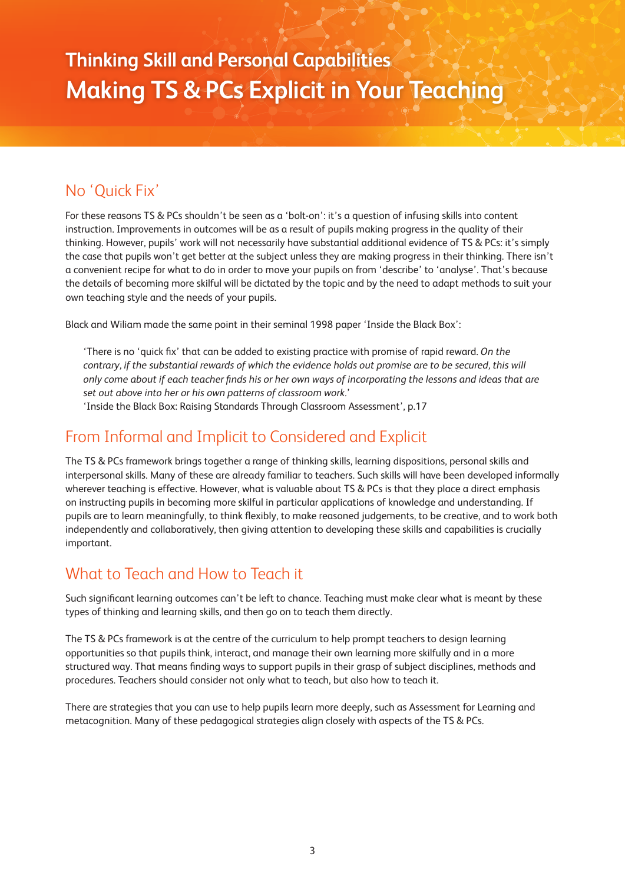# Thinking Skill and Personal Capabilities

# Making TS & PCs Explicit in Your Teaching

## No 'Quick Fix'

For these reasons TS & PCs shouldn't be seen as a 'bolt-on': it's a question of infusing skills into content instruction. Improvements in outcomes will be as a result of pupils making progress in the quality of their thinking. However, pupils' work will not necessarily have substantial additional evidence of TS & PCs: it's simply the case that pupils won't get better at the subject unless they are making progress in their thinking. There isn't a convenient recipe for what to do in order to move your pupils on from 'describe' to 'analyse'. That's because the details of becoming more skilful will be dictated by the topic and by the need to adapt methods to suit your own teaching style and the needs of your pupils.

Black and Wiliam made the same point in their seminal 1998 paper 'Inside the Black Box':

> 'There is no 'quick fix' that can be added to existing practice with promise of rapid reward. *On the contrary, if the substantial rewards of which the evidence holds out promise are to be secured, this will only come about if each teacher finds his or her own ways of incorporating the lessons and ideas that are set out above into her or his own patterns of classroom work.*'
> 'Inside the Black Box: Raising Standards Through Classroom Assessment', p.17

## From Informal and Implicit to Considered and Explicit

The TS & PCs framework brings together a range of thinking skills, learning dispositions, personal skills and interpersonal skills. Many of these are already familiar to teachers. Such skills will have been developed informally wherever teaching is effective. However, what is valuable about TS & PCs is that they place a direct emphasis on instructing pupils in becoming more skilful in particular applications of knowledge and understanding. If pupils are to learn meaningfully, to think flexibly, to make reasoned judgements, to be creative, and to work both independently and collaboratively, then giving attention to developing these skills and capabilities is crucially important.

## What to Teach and How to Teach it

Such significant learning outcomes can't be left to chance. Teaching must make clear what is meant by these types of thinking and learning skills, and then go on to teach them directly.

The TS & PCs framework is at the centre of the curriculum to help prompt teachers to design learning opportunities so that pupils think, interact, and manage their own learning more skilfully and in a more structured way. That means finding ways to support pupils in their grasp of subject disciplines, methods and procedures. Teachers should consider not only what to teach, but also how to teach it.

There are strategies that you can use to help pupils learn more deeply, such as Assessment for Learning and metacognition. Many of these pedagogical strategies align closely with aspects of the TS & PCs.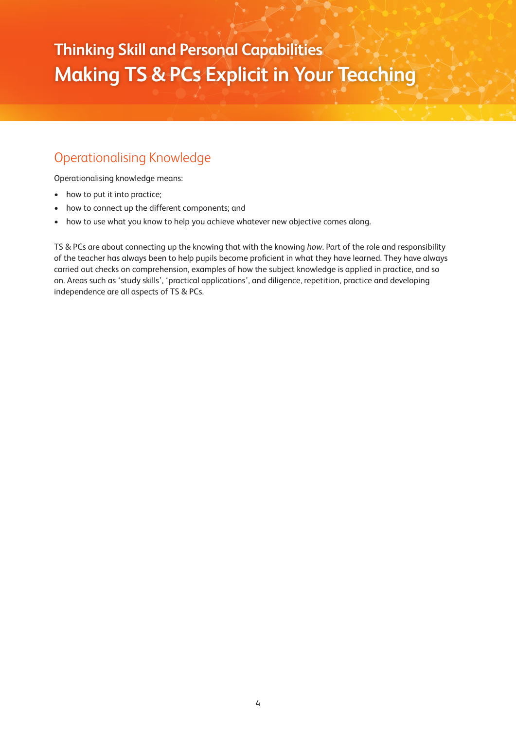# Thinking Skill and Personal Capabilities

# Making TS & PCs Explicit in Your Teaching

## Operationalising Knowledge

Operationalising knowledge means:

- how to put it into practice;
- how to connect up the different components; and
- how to use what you know to help you achieve whatever new objective comes along.

TS & PCs are about connecting up the knowing that with the knowing *how*. Part of the role and responsibility of the teacher has always been to help pupils become proficient in what they have learned. They have always carried out checks on comprehension, examples of how the subject knowledge is applied in practice, and so on. Areas such as 'study skills', 'practical applications', and diligence, repetition, practice and developing independence are all aspects of TS & PCs.